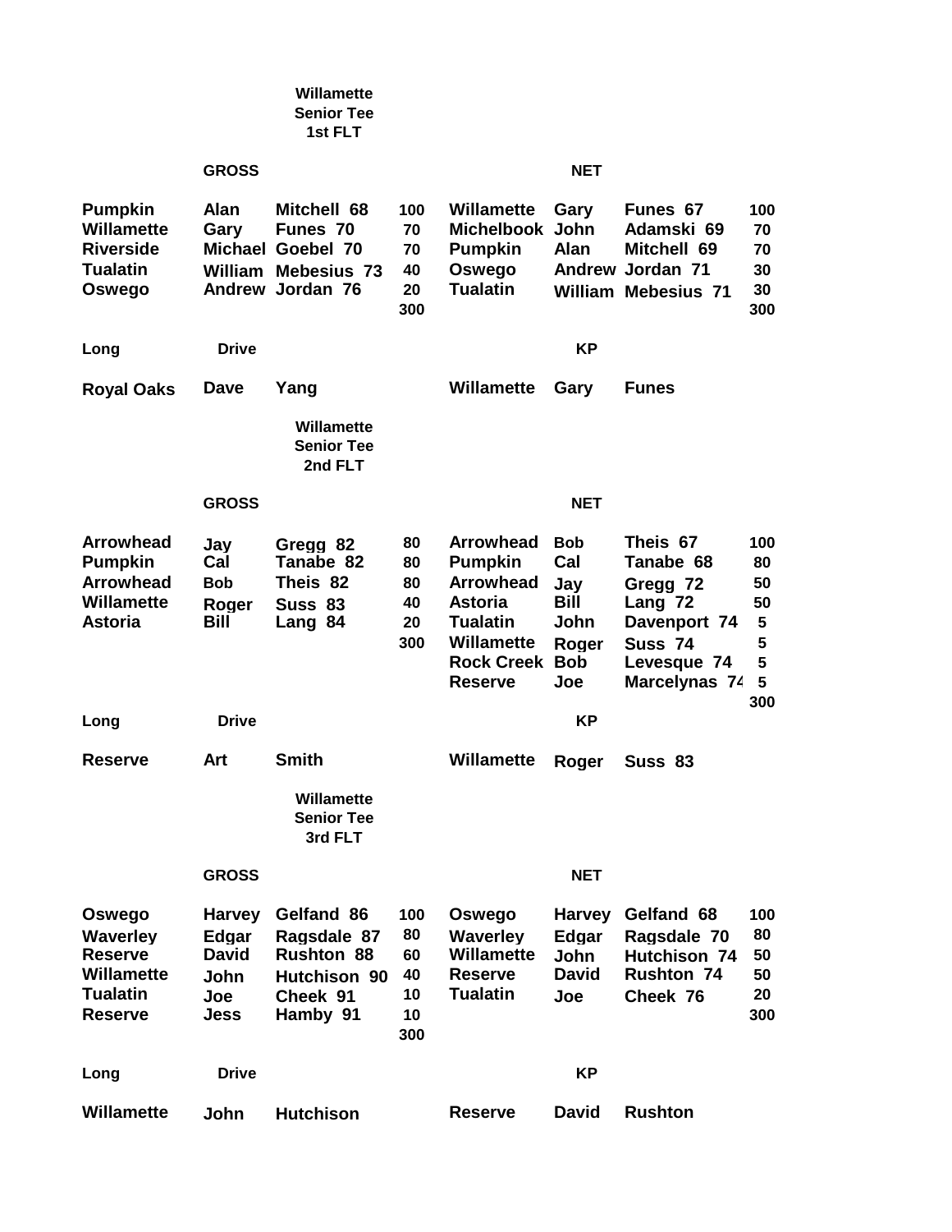### Willamette Senior Tee 1st FLT

| GROSS | | | | NET | | | |
|---|---|---|---|---|---|---|---|
| Pumpkin | Alan | Mitchell 68 | 100 | Willamette | Gary | Funes 67 | 100 |
| Willamette | Gary | Funes 70 | 70 | Michelbook | John | Adamski 69 | 70 |
| Riverside | Michael | Goebel 70 | 70 | Pumpkin | Alan | Mitchell 69 | 70 |
| Tualatin | William | Mebesius 73 | 40 | Oswego | Andrew | Jordan 71 | 30 |
| Oswego | Andrew | Jordan 76 | 20 | Tualatin | William | Mebesius 71 | 30 |
| | | | 300 | | | | 300 |

| Long Drive | | | KP | | |
|---|---|---|---|---|---|
| Royal Oaks | Dave | Yang | Willamette | Gary | Funes |

### Willamette Senior Tee 2nd FLT

| GROSS | | | | NET | | | |
|---|---|---|---|---|---|---|---|
| Arrowhead | Jay | Gregg 82 | 80 | Arrowhead | Bob | Theis 67 | 100 |
| Pumpkin | Cal | Tanabe 82 | 80 | Pumpkin | Cal | Tanabe 68 | 80 |
| Arrowhead | Bob | Theis 82 | 80 | Arrowhead | Jay | Gregg 72 | 50 |
| Willamette | Roger | Suss 83 | 40 | Astoria | Bill | Lang 72 | 50 |
| Astoria | Bill | Lang 84 | 20 | Tualatin | John | Davenport 74 | 5 |
| | | | 300 | Willamette | Roger | Suss 74 | 5 |
| | | | | Rock Creek | Bob | Levesque 74 | 5 |
| | | | | Reserve | Joe | Marcelynas 74 | 5 |
| | | | | | | | 300 |

| Long Drive | | | KP | | |
|---|---|---|---|---|---|
| Reserve | Art | Smith | Willamette | Roger | Suss 83 |

### Willamette Senior Tee 3rd FLT

| GROSS | | | | NET | | | |
|---|---|---|---|---|---|---|---|
| Oswego | Harvey | Gelfand 86 | 100 | Oswego | Harvey | Gelfand 68 | 100 |
| Waverley | Edgar | Ragsdale 87 | 80 | Waverley | Edgar | Ragsdale 70 | 80 |
| Reserve | David | Rushton 88 | 60 | Willamette | John | Hutchison 74 | 50 |
| Willamette | John | Hutchison 90 | 40 | Reserve | David | Rushton 74 | 50 |
| Tualatin | Joe | Cheek 91 | 10 | Tualatin | Joe | Cheek 76 | 20 |
| Reserve | Jess | Hamby 91 | 10 | | | | 300 |
| | | | 300 | | | | |

| Long Drive | | | KP | | |
|---|---|---|---|---|---|
| Willamette | John | Hutchison | Reserve | David | Rushton |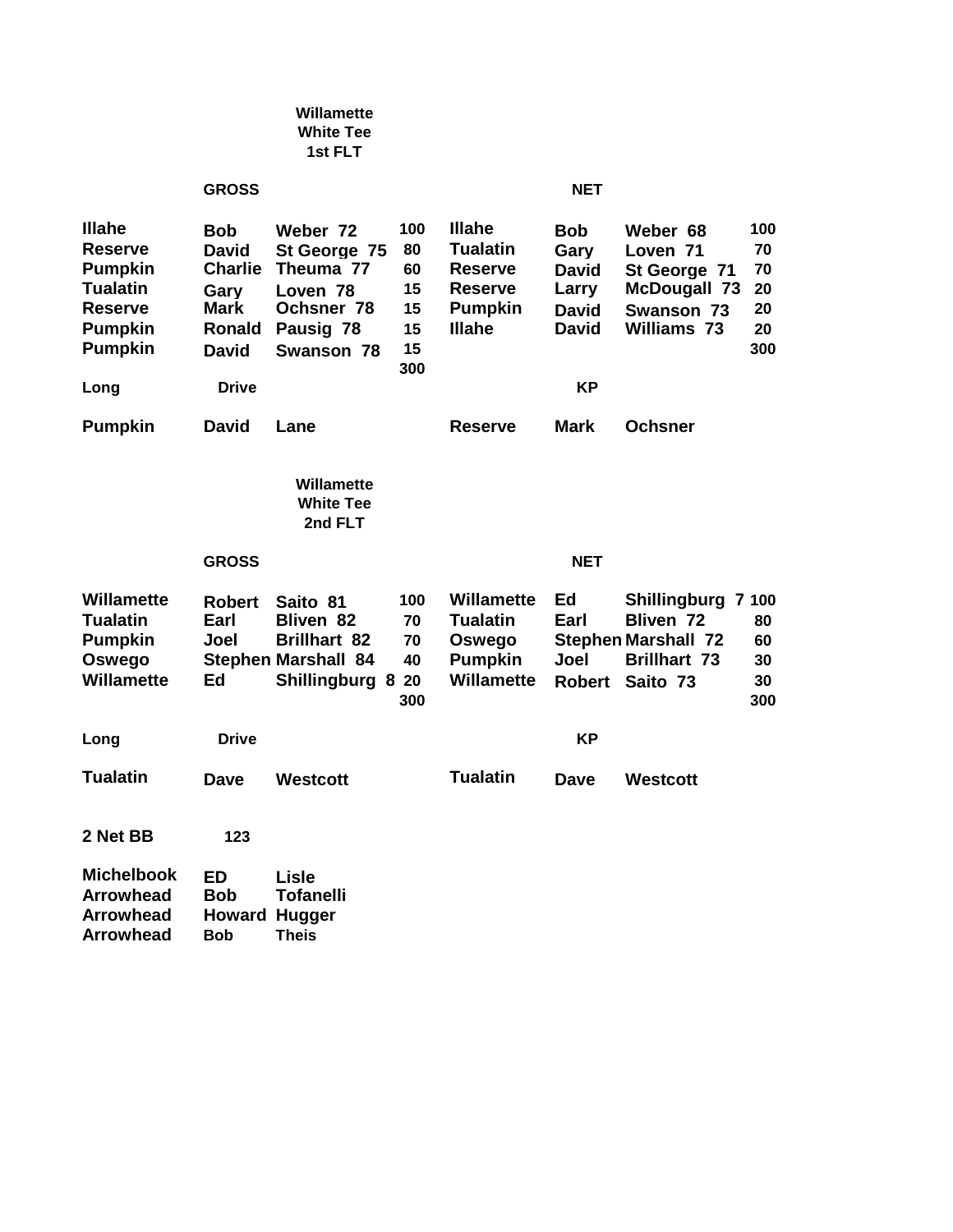**Willamette**
**White Tee**
**1st FLT**

| GROSS | | | | NET | | | |
|---|---|---|---|---|---|---|---|
| Illahe | Bob | Weber 72 | 100 | Illahe | Bob | Weber 68 | 100 |
| Reserve | David | St George 75 | 80 | Tualatin | Gary | Loven 71 | 70 |
| Pumpkin | Charlie | Theuma 77 | 60 | Reserve | David | St George 71 | 70 |
| Tualatin | Gary | Loven 78 | 15 | Reserve | Larry | McDougall 73 | 20 |
| Reserve | Mark | Ochsner 78 | 15 | Pumpkin | David | Swanson 73 | 20 |
| Pumpkin | Ronald | Pausig 78 | 15 | Illahe | David | Williams 73 | 20 |
| Pumpkin | David | Swanson 78 | 15 | | | | 300 |
| | | | 300 | | | | |

| Long | Drive | | KP | | |
|---|---|---|---|---|---|
| Pumpkin | David | Lane | Reserve | Mark | Ochsner |

**Willamette**
**White Tee**
**2nd FLT**

| GROSS | | | | NET | | | |
|---|---|---|---|---|---|---|---|
| Willamette | Robert | Saito 81 | 100 | Willamette | Ed | Shillingburg 7 | 100 |
| Tualatin | Earl | Bliven 82 | 70 | Tualatin | Earl | Bliven 72 | 80 |
| Pumpkin | Joel | Brillhart 82 | 70 | Oswego | Stephen | Marshall 72 | 60 |
| Oswego | Stephen | Marshall 84 | 40 | Pumpkin | Joel | Brillhart 73 | 30 |
| Willamette | Ed | Shillingburg 8 | 20 | Willamette | Robert | Saito 73 | 30 |
| | | | 300 | | | | 300 |

| Long | Drive | | KP | | |
|---|---|---|---|---|---|
| Tualatin | Dave | Westcott | Tualatin | Dave | Westcott |

| 2 Net BB | 123 | |
|---|---|---|
| Michelbook | ED | Lisle |
| Arrowhead | Bob | Tofanelli |
| Arrowhead | Howard | Hugger |
| Arrowhead | Bob | Theis |